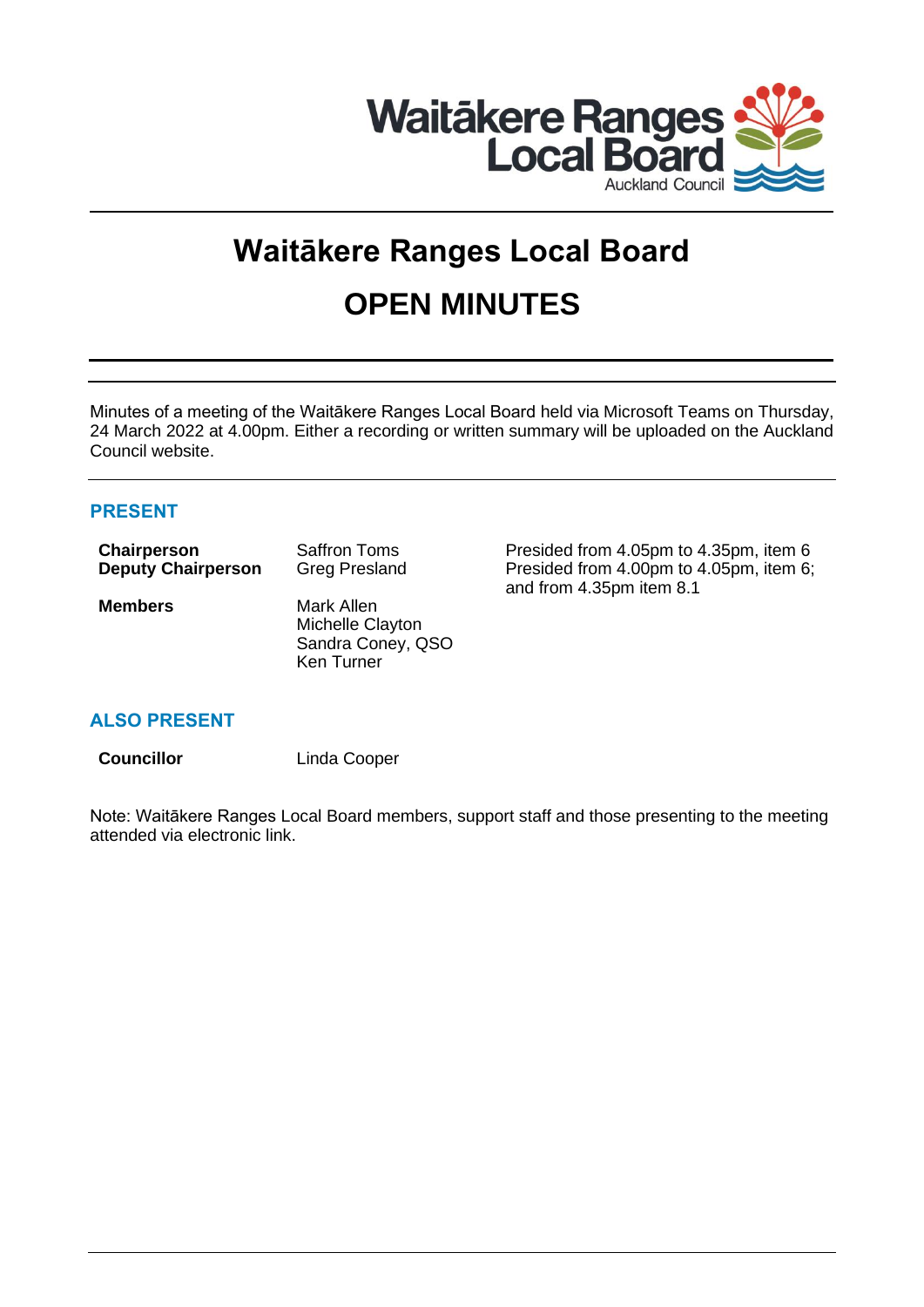Waitākere Ranges Local Board
Auckland Council

# Waitākere Ranges Local Board

# OPEN MINUTES

Minutes of a meeting of the Waitākere Ranges Local Board held via Microsoft Teams on Thursday, 24 March 2022 at 4.00pm. Either a recording or written summary will be uploaded on the Auckland Council website.

## PRESENT

| | | |
|---|---|---|
| **Chairperson** | Saffron Toms | Presided from 4.05pm to 4.35pm, item 6 |
| **Deputy Chairperson** | Greg Presland | Presided from 4.00pm to 4.05pm, item 6; and from 4.35pm item 8.1 |
| **Members** | Mark Allen<br>Michelle Clayton<br>Sandra Coney, QSO<br>Ken Turner | |

## ALSO PRESENT

| | |
|---|---|
| **Councillor** | Linda Cooper |

Note: Waitākere Ranges Local Board members, support staff and those presenting to the meeting attended via electronic link.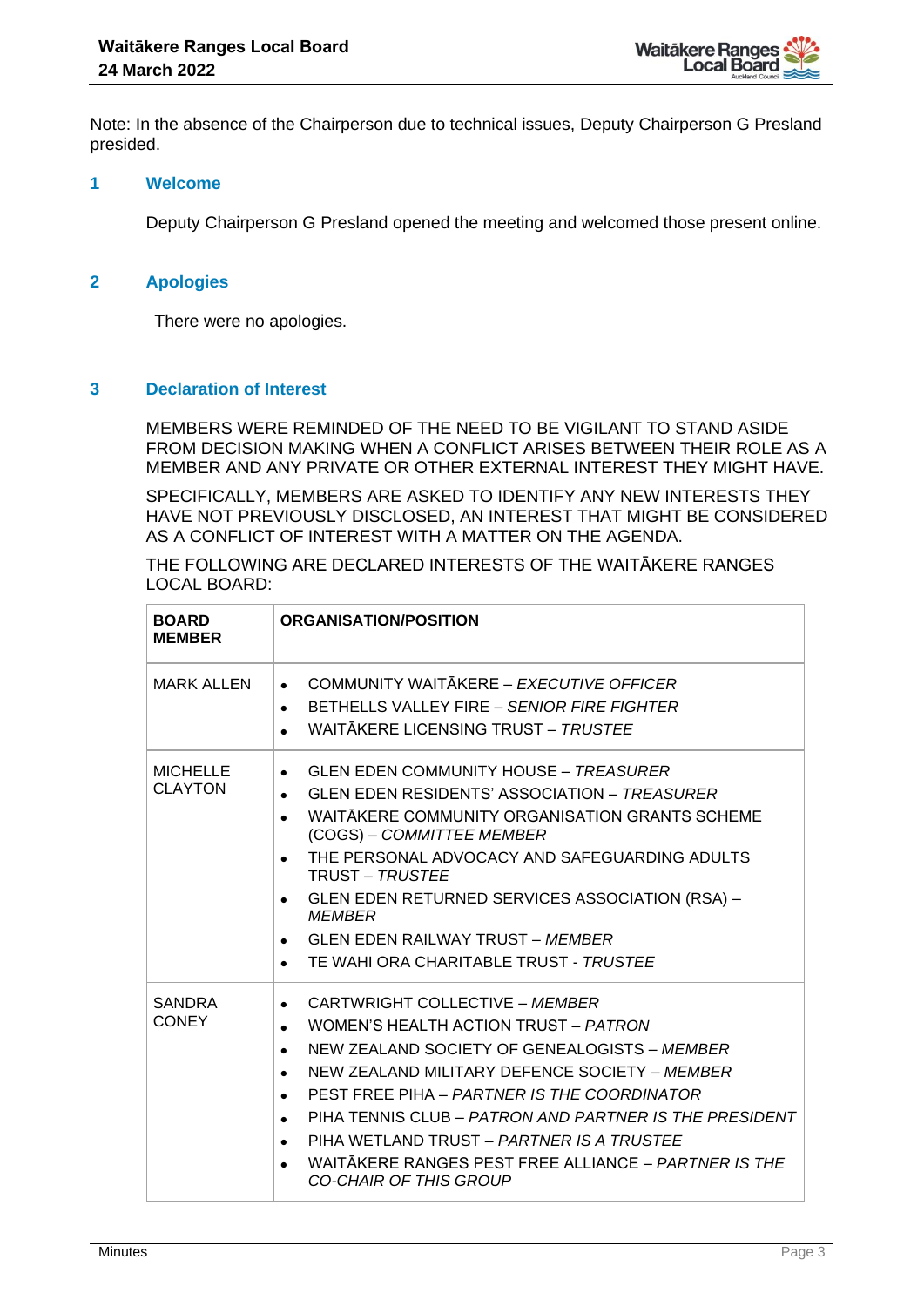Note: In the absence of the Chairperson due to technical issues, Deputy Chairperson G Presland presided.

## 1 Welcome

Deputy Chairperson G Presland opened the meeting and welcomed those present online.

## 2 Apologies

There were no apologies.

## 3 Declaration of Interest

MEMBERS WERE REMINDED OF THE NEED TO BE VIGILANT TO STAND ASIDE FROM DECISION MAKING WHEN A CONFLICT ARISES BETWEEN THEIR ROLE AS A MEMBER AND ANY PRIVATE OR OTHER EXTERNAL INTEREST THEY MIGHT HAVE.

SPECIFICALLY, MEMBERS ARE ASKED TO IDENTIFY ANY NEW INTERESTS THEY HAVE NOT PREVIOUSLY DISCLOSED, AN INTEREST THAT MIGHT BE CONSIDERED AS A CONFLICT OF INTEREST WITH A MATTER ON THE AGENDA.

THE FOLLOWING ARE DECLARED INTERESTS OF THE WAITĀKERE RANGES LOCAL BOARD:

| **BOARD MEMBER** | **ORGANISATION/POSITION** |
|---|---|
| MARK ALLEN | • COMMUNITY WAITĀKERE – *EXECUTIVE OFFICER*<br>• BETHELLS VALLEY FIRE – *SENIOR FIRE FIGHTER*<br>• WAITĀKERE LICENSING TRUST – *TRUSTEE* |
| MICHELLE CLAYTON | • GLEN EDEN COMMUNITY HOUSE – *TREASURER*<br>• GLEN EDEN RESIDENTS' ASSOCIATION – *TREASURER*<br>• WAITĀKERE COMMUNITY ORGANISATION GRANTS SCHEME (COGS) – *COMMITTEE MEMBER*<br>• THE PERSONAL ADVOCACY AND SAFEGUARDING ADULTS TRUST – *TRUSTEE*<br>• GLEN EDEN RETURNED SERVICES ASSOCIATION (RSA) – *MEMBER*<br>• GLEN EDEN RAILWAY TRUST – *MEMBER*<br>• TE WAHI ORA CHARITABLE TRUST - *TRUSTEE* |
| SANDRA CONEY | • CARTWRIGHT COLLECTIVE – *MEMBER*<br>• WOMEN'S HEALTH ACTION TRUST – *PATRON*<br>• NEW ZEALAND SOCIETY OF GENEALOGISTS – *MEMBER*<br>• NEW ZEALAND MILITARY DEFENCE SOCIETY – *MEMBER*<br>• PEST FREE PIHA – *PARTNER IS THE COORDINATOR*<br>• PIHA TENNIS CLUB – *PATRON AND PARTNER IS THE PRESIDENT*<br>• PIHA WETLAND TRUST – *PARTNER IS A TRUSTEE*<br>• WAITĀKERE RANGES PEST FREE ALLIANCE – *PARTNER IS THE CO-CHAIR OF THIS GROUP* |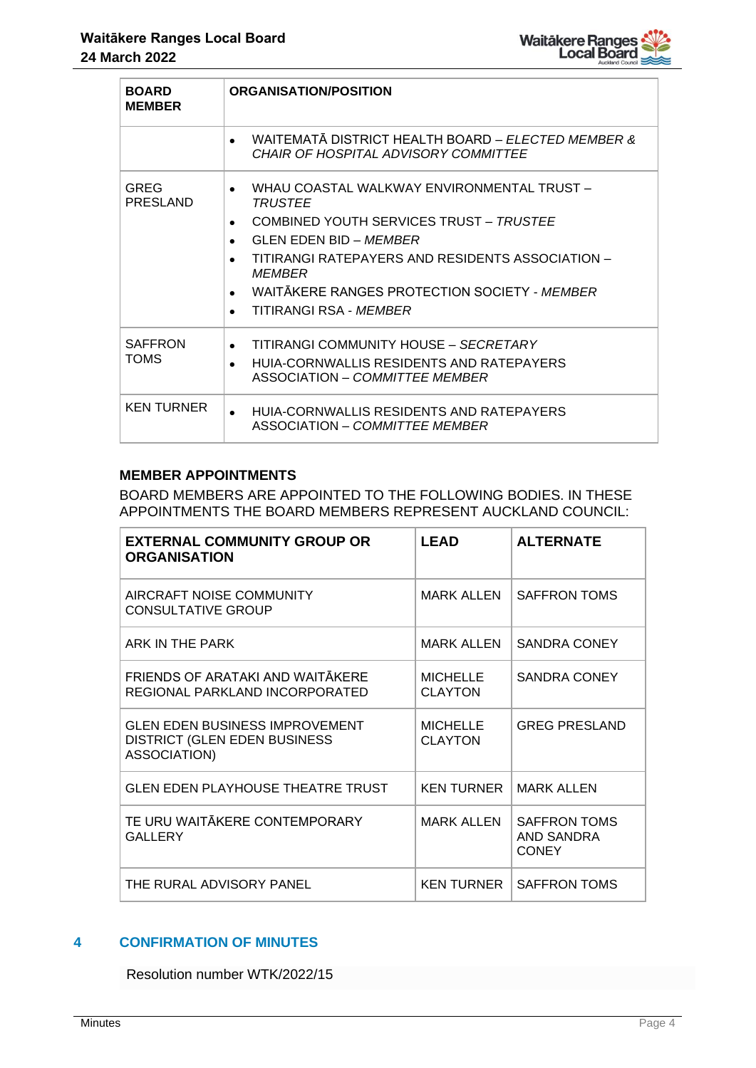| BOARD MEMBER | ORGANISATION/POSITION |
|---|---|
| | • WAITEMATĀ DISTRICT HEALTH BOARD – *ELECTED MEMBER & CHAIR OF HOSPITAL ADVISORY COMMITTEE* |
| GREG PRESLAND | • WHAU COASTAL WALKWAY ENVIRONMENTAL TRUST – *TRUSTEE*<br>• COMBINED YOUTH SERVICES TRUST – *TRUSTEE*<br>• GLEN EDEN BID – *MEMBER*<br>• TITIRANGI RATEPAYERS AND RESIDENTS ASSOCIATION – *MEMBER*<br>• WAITĀKERE RANGES PROTECTION SOCIETY - *MEMBER*<br>• TITIRANGI RSA - *MEMBER* |
| SAFFRON TOMS | • TITIRANGI COMMUNITY HOUSE – *SECRETARY*<br>• HUIA-CORNWALLIS RESIDENTS AND RATEPAYERS ASSOCIATION – *COMMITTEE MEMBER* |
| KEN TURNER | • HUIA-CORNWALLIS RESIDENTS AND RATEPAYERS ASSOCIATION – *COMMITTEE MEMBER* |

**MEMBER APPOINTMENTS**

BOARD MEMBERS ARE APPOINTED TO THE FOLLOWING BODIES. IN THESE APPOINTMENTS THE BOARD MEMBERS REPRESENT AUCKLAND COUNCIL:

| EXTERNAL COMMUNITY GROUP OR ORGANISATION | LEAD | ALTERNATE |
|---|---|---|
| AIRCRAFT NOISE COMMUNITY CONSULTATIVE GROUP | MARK ALLEN | SAFFRON TOMS |
| ARK IN THE PARK | MARK ALLEN | SANDRA CONEY |
| FRIENDS OF ARATAKI AND WAITĀKERE REGIONAL PARKLAND INCORPORATED | MICHELLE CLAYTON | SANDRA CONEY |
| GLEN EDEN BUSINESS IMPROVEMENT DISTRICT (GLEN EDEN BUSINESS ASSOCIATION) | MICHELLE CLAYTON | GREG PRESLAND |
| GLEN EDEN PLAYHOUSE THEATRE TRUST | KEN TURNER | MARK ALLEN |
| TE URU WAITĀKERE CONTEMPORARY GALLERY | MARK ALLEN | SAFFRON TOMS AND SANDRA CONEY |
| THE RURAL ADVISORY PANEL | KEN TURNER | SAFFRON TOMS |

## 4 CONFIRMATION OF MINUTES

Resolution number WTK/2022/15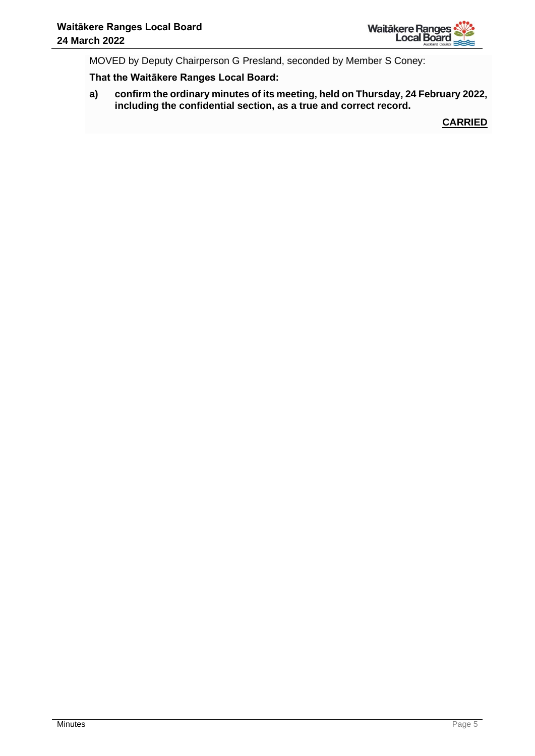MOVED by Deputy Chairperson G Presland, seconded by Member S Coney:

**That the Waitākere Ranges Local Board:**

**a) confirm the ordinary minutes of its meeting, held on Thursday, 24 February 2022, including the confidential section, as a true and correct record.**

**CARRIED**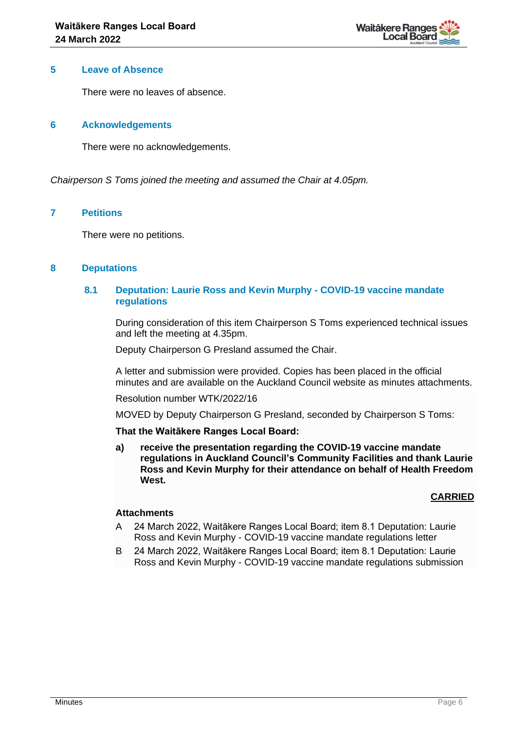## 5 Leave of Absence

There were no leaves of absence.

## 6 Acknowledgements

There were no acknowledgements.

*Chairperson S Toms joined the meeting and assumed the Chair at 4.05pm.*

## 7 Petitions

There were no petitions.

## 8 Deputations

### 8.1 Deputation: Laurie Ross and Kevin Murphy - COVID-19 vaccine mandate regulations

During consideration of this item Chairperson S Toms experienced technical issues and left the meeting at 4.35pm.

Deputy Chairperson G Presland assumed the Chair.

A letter and submission were provided. Copies has been placed in the official minutes and are available on the Auckland Council website as minutes attachments.

Resolution number WTK/2022/16

MOVED by Deputy Chairperson G Presland, seconded by Chairperson S Toms:

**That the Waitākere Ranges Local Board:**

**a) receive the presentation regarding the COVID-19 vaccine mandate regulations in Auckland Council's Community Facilities and thank Laurie Ross and Kevin Murphy for their attendance on behalf of Health Freedom West.**

**CARRIED**

**Attachments**

A 24 March 2022, Waitākere Ranges Local Board; item 8.1 Deputation: Laurie Ross and Kevin Murphy - COVID-19 vaccine mandate regulations letter

B 24 March 2022, Waitākere Ranges Local Board; item 8.1 Deputation: Laurie Ross and Kevin Murphy - COVID-19 vaccine mandate regulations submission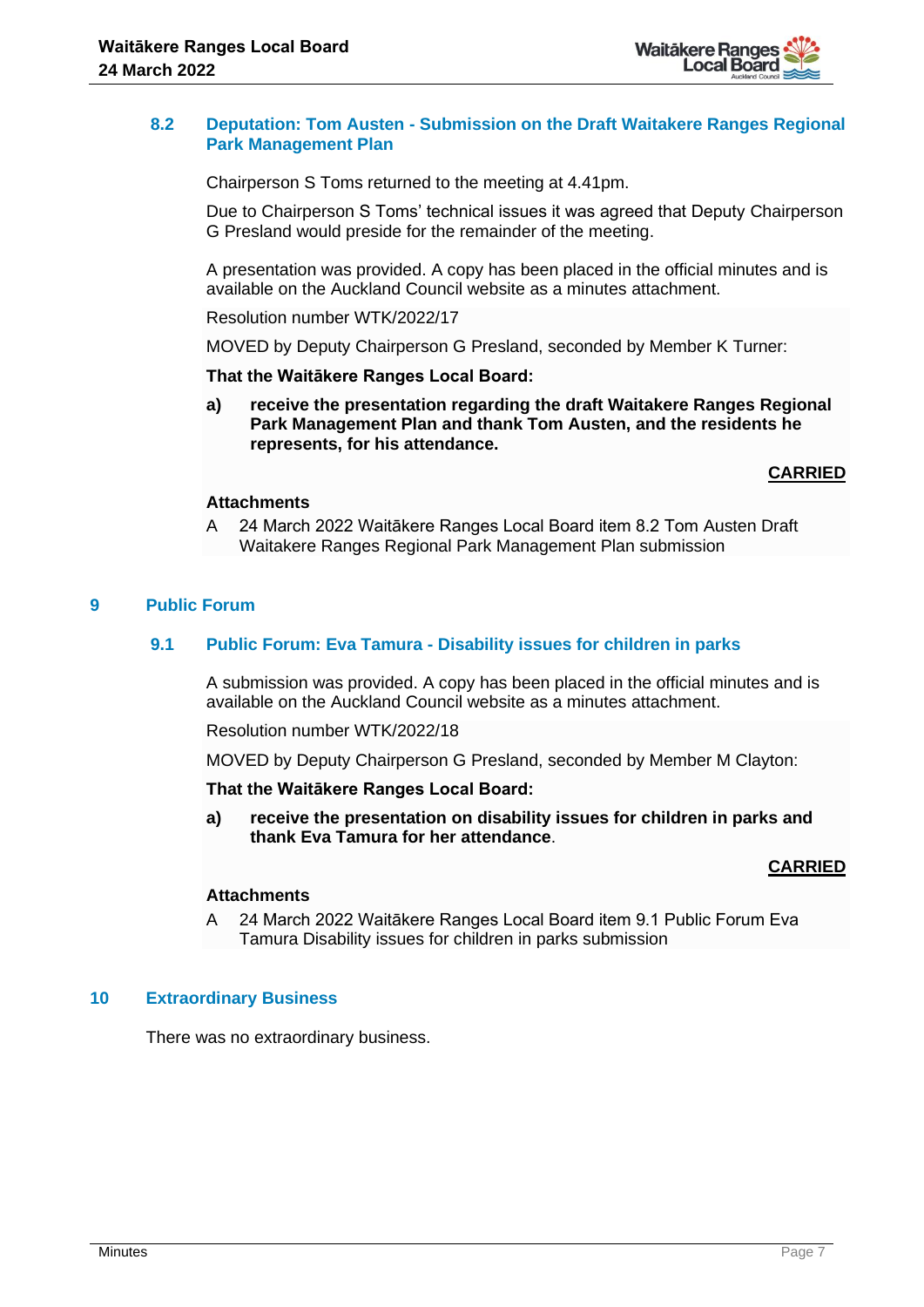### 8.2 Deputation: Tom Austen - Submission on the Draft Waitakere Ranges Regional Park Management Plan

Chairperson S Toms returned to the meeting at 4.41pm.

Due to Chairperson S Toms' technical issues it was agreed that Deputy Chairperson G Presland would preside for the remainder of the meeting.

A presentation was provided. A copy has been placed in the official minutes and is available on the Auckland Council website as a minutes attachment.

Resolution number WTK/2022/17

MOVED by Deputy Chairperson G Presland, seconded by Member K Turner:

**That the Waitākere Ranges Local Board:**

**a) receive the presentation regarding the draft Waitakere Ranges Regional Park Management Plan and thank Tom Austen, and the residents he represents, for his attendance.**

**CARRIED**

**Attachments**

A 24 March 2022 Waitākere Ranges Local Board item 8.2 Tom Austen Draft Waitakere Ranges Regional Park Management Plan submission

## 9 Public Forum

### 9.1 Public Forum: Eva Tamura - Disability issues for children in parks

A submission was provided. A copy has been placed in the official minutes and is available on the Auckland Council website as a minutes attachment.

Resolution number WTK/2022/18

MOVED by Deputy Chairperson G Presland, seconded by Member M Clayton:

**That the Waitākere Ranges Local Board:**

**a) receive the presentation on disability issues for children in parks and thank Eva Tamura for her attendance**.

**CARRIED**

**Attachments**

A 24 March 2022 Waitākere Ranges Local Board item 9.1 Public Forum Eva Tamura Disability issues for children in parks submission

## 10 Extraordinary Business

There was no extraordinary business.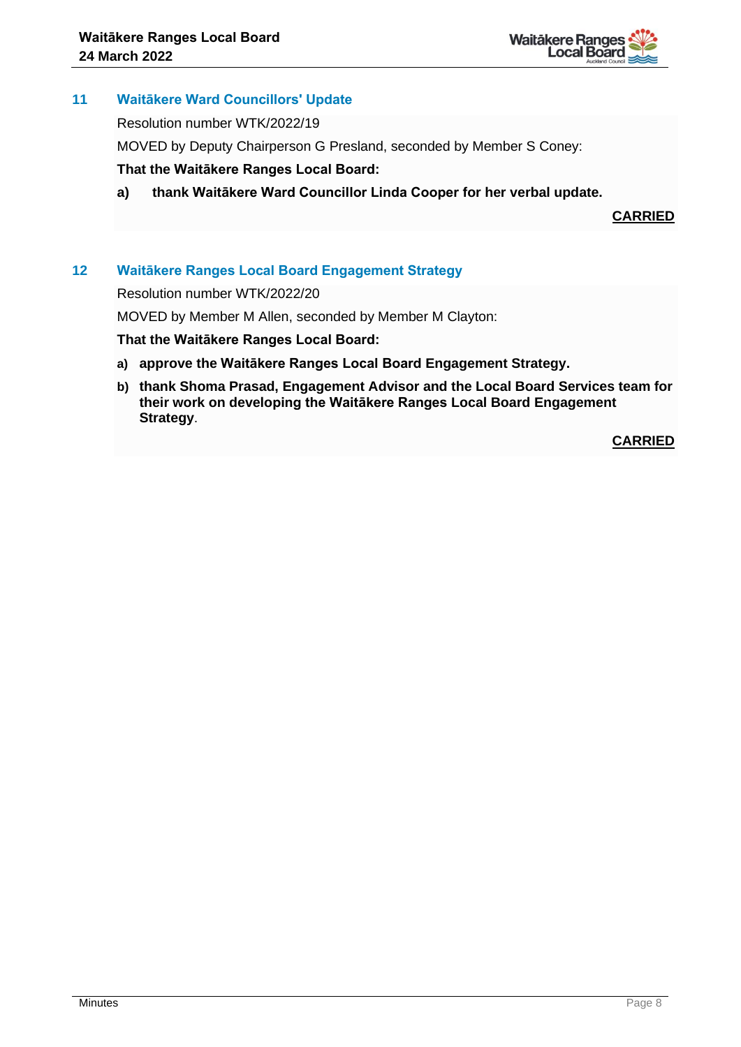## 11 Waitākere Ward Councillors' Update

Resolution number WTK/2022/19

MOVED by Deputy Chairperson G Presland, seconded by Member S Coney:

**That the Waitākere Ranges Local Board:**

**a) thank Waitākere Ward Councillor Linda Cooper for her verbal update.**

**CARRIED**

## 12 Waitākere Ranges Local Board Engagement Strategy

Resolution number WTK/2022/20

MOVED by Member M Allen, seconded by Member M Clayton:

**That the Waitākere Ranges Local Board:**

**a) approve the Waitākere Ranges Local Board Engagement Strategy.**

**b) thank Shoma Prasad, Engagement Advisor and the Local Board Services team for their work on developing the Waitākere Ranges Local Board Engagement Strategy**.

**CARRIED**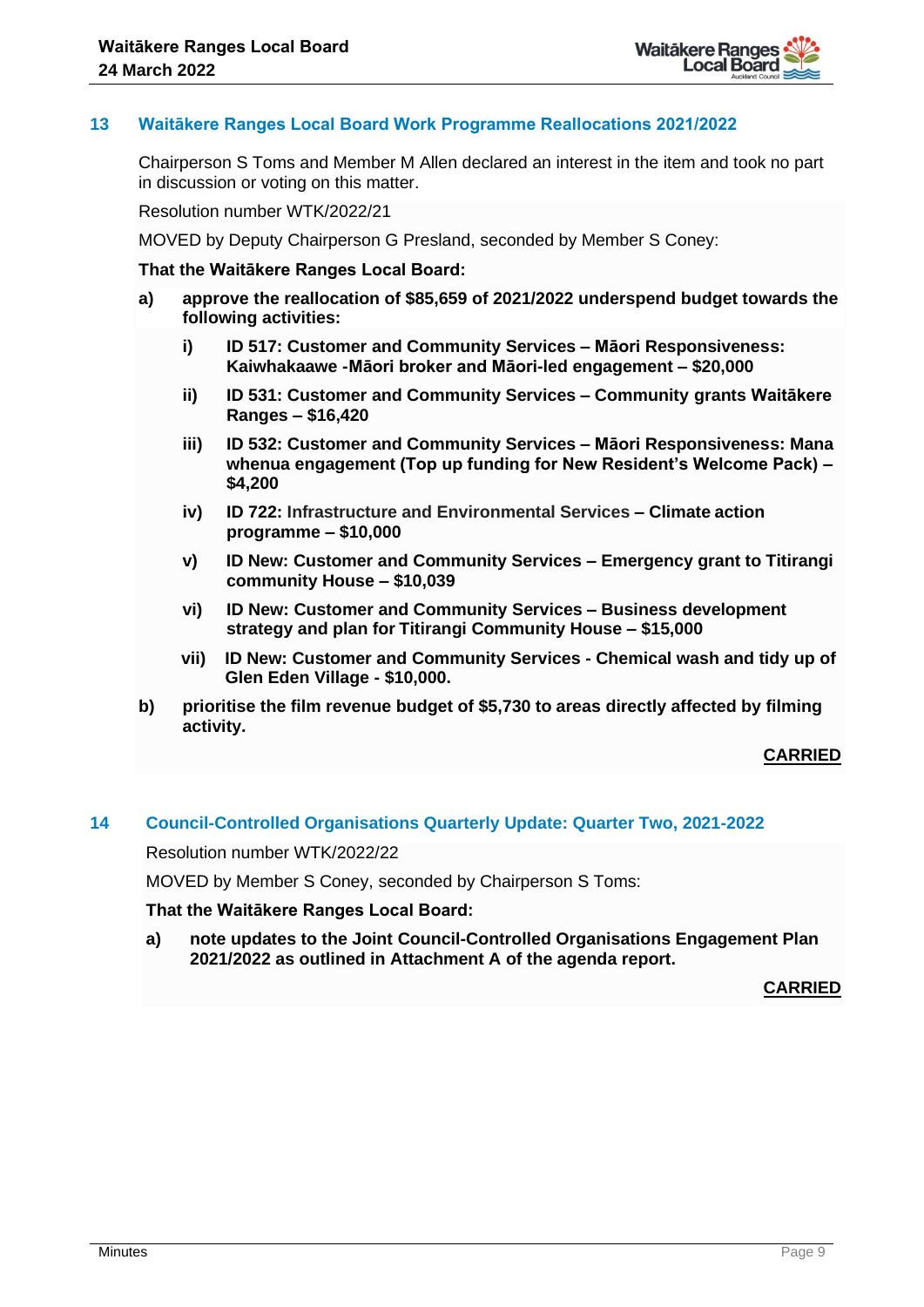## 13 Waitākere Ranges Local Board Work Programme Reallocations 2021/2022

Chairperson S Toms and Member M Allen declared an interest in the item and took no part in discussion or voting on this matter.

Resolution number WTK/2022/21

MOVED by Deputy Chairperson G Presland, seconded by Member S Coney:

**That the Waitākere Ranges Local Board:**

**a) approve the reallocation of $85,659 of 2021/2022 underspend budget towards the following activities:**

**i) ID 517: Customer and Community Services – Māori Responsiveness: Kaiwhakaawe -Māori broker and Māori-led engagement – $20,000**

**ii) ID 531: Customer and Community Services – Community grants Waitākere Ranges – $16,420**

**iii) ID 532: Customer and Community Services – Māori Responsiveness: Mana whenua engagement (Top up funding for New Resident's Welcome Pack) – $4,200**

**iv) ID 722: Infrastructure and Environmental Services – Climate action programme – $10,000**

**v) ID New: Customer and Community Services – Emergency grant to Titirangi community House – $10,039**

**vi) ID New: Customer and Community Services – Business development strategy and plan for Titirangi Community House – $15,000**

**vii) ID New: Customer and Community Services - Chemical wash and tidy up of Glen Eden Village - $10,000.**

**b) prioritise the film revenue budget of $5,730 to areas directly affected by filming activity.**

**CARRIED**

## 14 Council-Controlled Organisations Quarterly Update: Quarter Two, 2021-2022

Resolution number WTK/2022/22

MOVED by Member S Coney, seconded by Chairperson S Toms:

**That the Waitākere Ranges Local Board:**

**a) note updates to the Joint Council-Controlled Organisations Engagement Plan 2021/2022 as outlined in Attachment A of the agenda report.**

**CARRIED**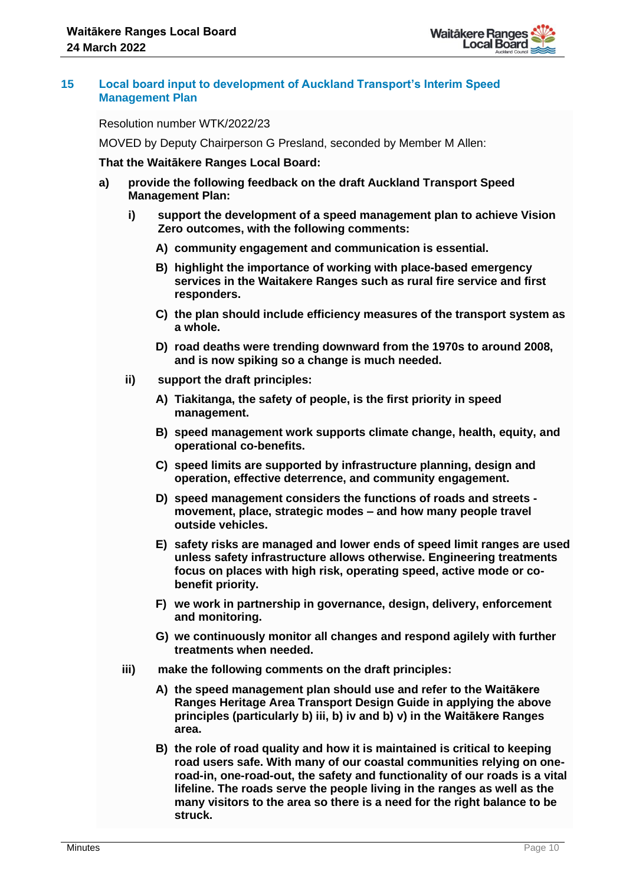## 15 Local board input to development of Auckland Transport's Interim Speed Management Plan

Resolution number WTK/2022/23

MOVED by Deputy Chairperson G Presland, seconded by Member M Allen:

**That the Waitākere Ranges Local Board:**

**a) provide the following feedback on the draft Auckland Transport Speed Management Plan:**

**i) support the development of a speed management plan to achieve Vision Zero outcomes, with the following comments:**

**A) community engagement and communication is essential.**

**B) highlight the importance of working with place-based emergency services in the Waitakere Ranges such as rural fire service and first responders.**

**C) the plan should include efficiency measures of the transport system as a whole.**

**D) road deaths were trending downward from the 1970s to around 2008, and is now spiking so a change is much needed.**

**ii) support the draft principles:**

**A) Tiakitanga, the safety of people, is the first priority in speed management.**

**B) speed management work supports climate change, health, equity, and operational co-benefits.**

**C) speed limits are supported by infrastructure planning, design and operation, effective deterrence, and community engagement.**

**D) speed management considers the functions of roads and streets - movement, place, strategic modes – and how many people travel outside vehicles.**

**E) safety risks are managed and lower ends of speed limit ranges are used unless safety infrastructure allows otherwise. Engineering treatments focus on places with high risk, operating speed, active mode or co-benefit priority.**

**F) we work in partnership in governance, design, delivery, enforcement and monitoring.**

**G) we continuously monitor all changes and respond agilely with further treatments when needed.**

**iii) make the following comments on the draft principles:**

**A) the speed management plan should use and refer to the Waitākere Ranges Heritage Area Transport Design Guide in applying the above principles (particularly b) iii, b) iv and b) v) in the Waitākere Ranges area.**

**B) the role of road quality and how it is maintained is critical to keeping road users safe. With many of our coastal communities relying on one-road-in, one-road-out, the safety and functionality of our roads is a vital lifeline. The roads serve the people living in the ranges as well as the many visitors to the area so there is a need for the right balance to be struck.**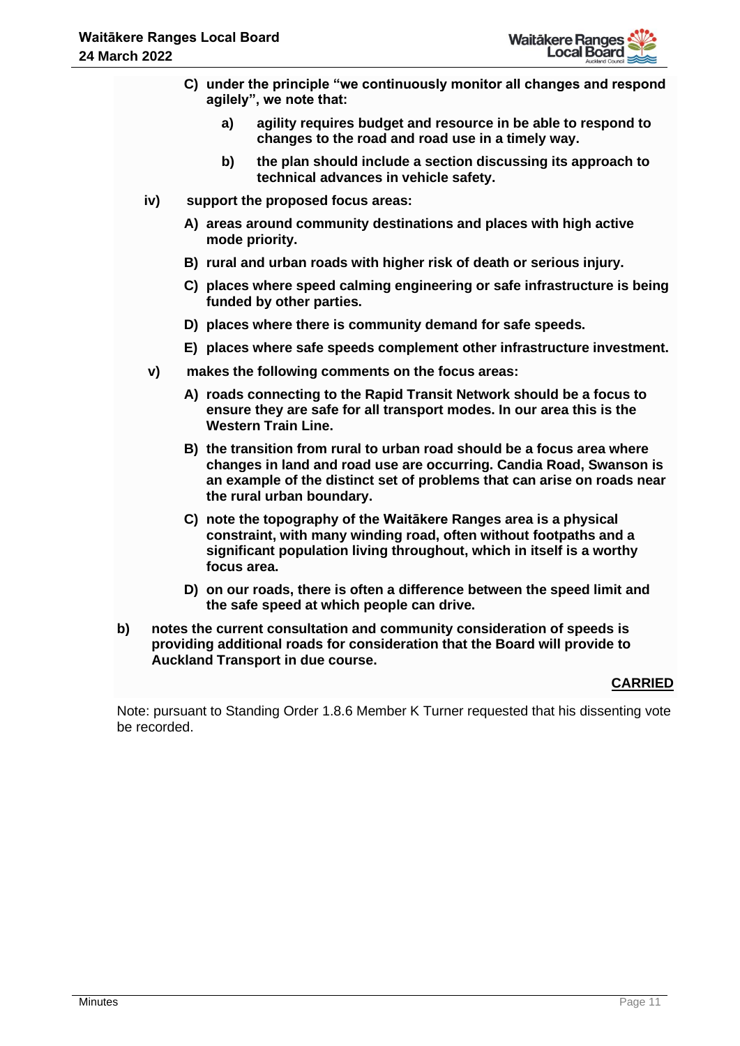**C) under the principle "we continuously monitor all changes and respond agilely", we note that:**

**a) agility requires budget and resource in be able to respond to changes to the road and road use in a timely way.**

**b) the plan should include a section discussing its approach to technical advances in vehicle safety.**

**iv) support the proposed focus areas:**

**A) areas around community destinations and places with high active mode priority.**

**B) rural and urban roads with higher risk of death or serious injury.**

**C) places where speed calming engineering or safe infrastructure is being funded by other parties.**

**D) places where there is community demand for safe speeds.**

**E) places where safe speeds complement other infrastructure investment.**

**v) makes the following comments on the focus areas:**

**A) roads connecting to the Rapid Transit Network should be a focus to ensure they are safe for all transport modes. In our area this is the Western Train Line.**

**B) the transition from rural to urban road should be a focus area where changes in land and road use are occurring. Candia Road, Swanson is an example of the distinct set of problems that can arise on roads near the rural urban boundary.**

**C) note the topography of the Waitākere Ranges area is a physical constraint, with many winding road, often without footpaths and a significant population living throughout, which in itself is a worthy focus area.**

**D) on our roads, there is often a difference between the speed limit and the safe speed at which people can drive.**

**b) notes the current consultation and community consideration of speeds is providing additional roads for consideration that the Board will provide to Auckland Transport in due course.**

**<u>CARRIED</u>**

Note: pursuant to Standing Order 1.8.6 Member K Turner requested that his dissenting vote be recorded.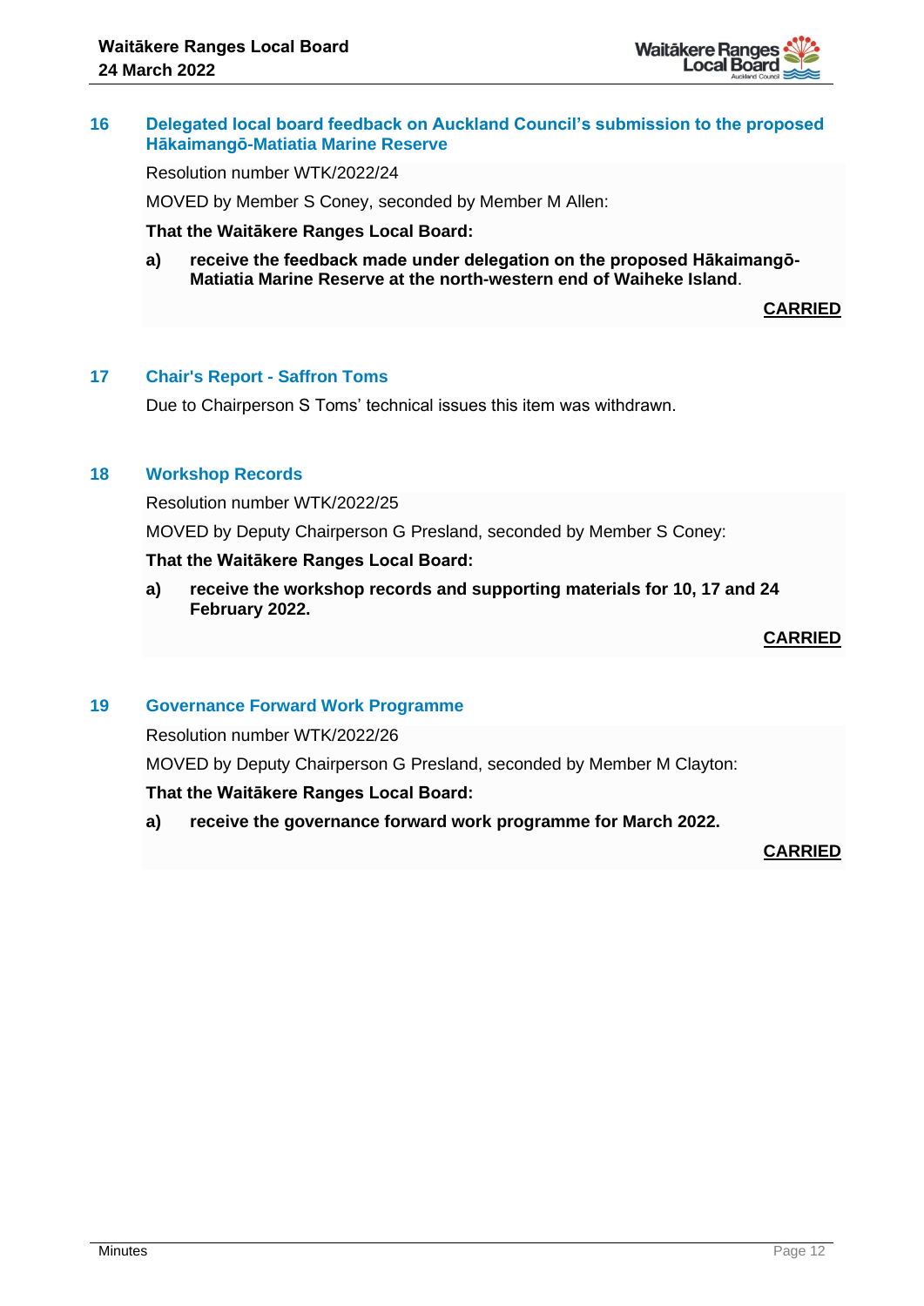## 16 Delegated local board feedback on Auckland Council's submission to the proposed Hākaimangō-Matiatia Marine Reserve

Resolution number WTK/2022/24

MOVED by Member S Coney, seconded by Member M Allen:

**That the Waitākere Ranges Local Board:**

**a) receive the feedback made under delegation on the proposed Hākaimangō-Matiatia Marine Reserve at the north-western end of Waiheke Island**.

**CARRIED**

## 17 Chair's Report - Saffron Toms

Due to Chairperson S Toms' technical issues this item was withdrawn.

## 18 Workshop Records

Resolution number WTK/2022/25

MOVED by Deputy Chairperson G Presland, seconded by Member S Coney:

**That the Waitākere Ranges Local Board:**

**a) receive the workshop records and supporting materials for 10, 17 and 24 February 2022.**

**CARRIED**

## 19 Governance Forward Work Programme

Resolution number WTK/2022/26

MOVED by Deputy Chairperson G Presland, seconded by Member M Clayton:

**That the Waitākere Ranges Local Board:**

**a) receive the governance forward work programme for March 2022.**

**CARRIED**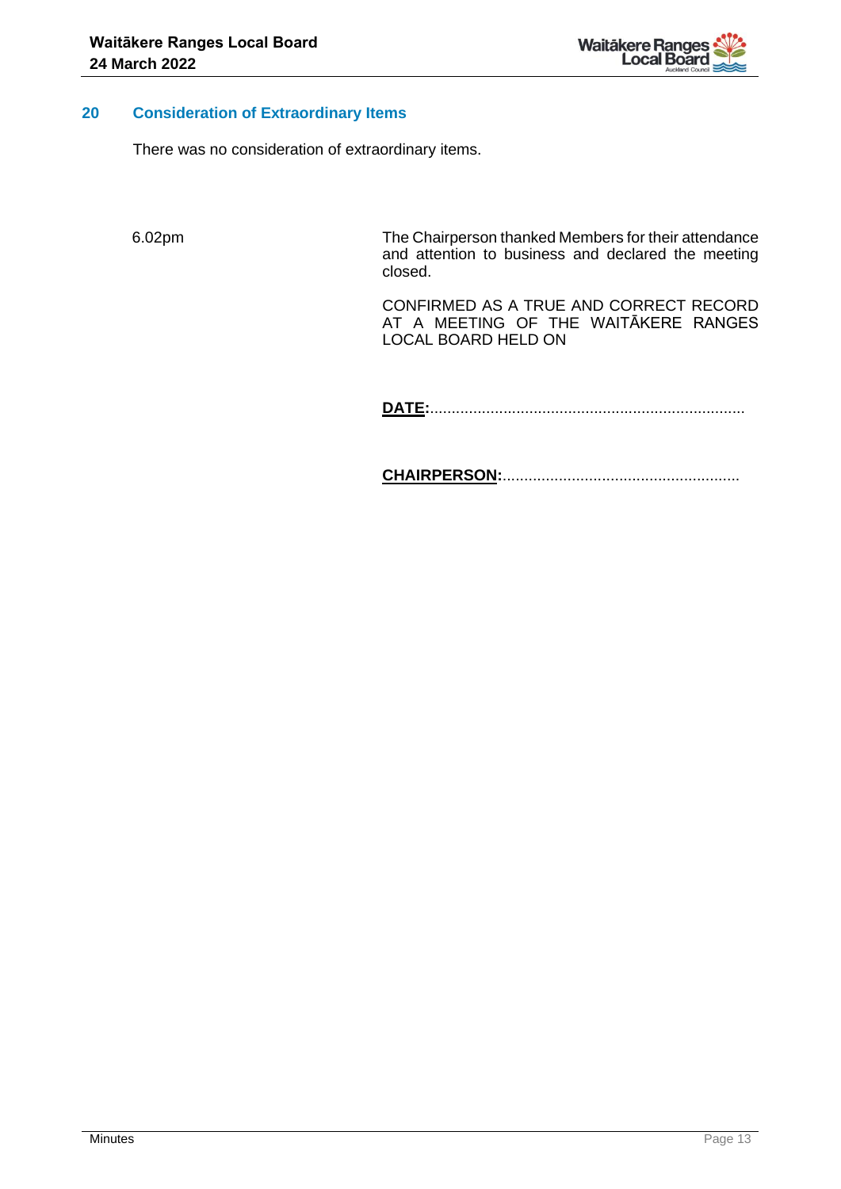## 20 Consideration of Extraordinary Items

There was no consideration of extraordinary items.

6.02pm The Chairperson thanked Members for their attendance and attention to business and declared the meeting closed.

CONFIRMED AS A TRUE AND CORRECT RECORD AT A MEETING OF THE WAITĀKERE RANGES LOCAL BOARD HELD ON

**DATE:**.........................................................................

**CHAIRPERSON:**.......................................................